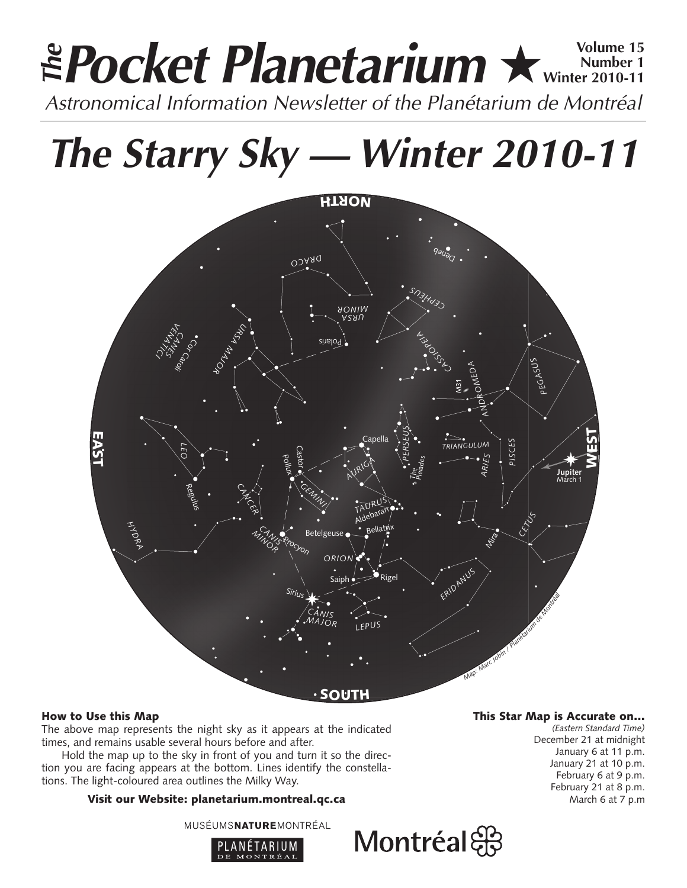# *The* Pocket Planetarium ★

**Volume 15**
**Number 1**
**Winter 2010-11**

*Astronomical Information Newsletter of the Planétarium de Montréal*

# *The Starry Sky — Winter 2010-11*

NORTH

EAST

WEST

SOUTH

DRACO, URSA MINOR, Polaris, CEPHEUS, Deneb, CANES VENATICI, Cor Caroli, URSA MAJOR, CASSIOPEIA, M31, ANDROMEDA, PEGASUS, LEO, Regulus, Castor, Pollux, Capella, AURIGA, PERSEUS, The Pleiades, TRIANGULUM, ARIES, PISCES, Jupiter March 1, CANCER, GEMINI, TAURUS, Aldebaran, HYDRA, CANIS MINOR, Procyon, Betelgeuse, Bellatrix, ORION, Mira, CETUS, Saiph, Rigel, ERIDANUS, Sirius, CANIS MAJOR, LEPUS

*Map: Marc Jobin / Planétarium de Montréal*

### How to Use this Map

The above map represents the night sky as it appears at the indicated times, and remains usable several hours before and after.

Hold the map up to the sky in front of you and turn it so the direction you are facing appears at the bottom. Lines identify the constellations. The light-coloured area outlines the Milky Way.

**Visit our Website: planetarium.montreal.qc.ca**

### This Star Map is Accurate on...

*(Eastern Standard Time)*

December 21 at midnight
January 6 at 11 p.m.
January 21 at 10 p.m.
February 6 at 9 p.m.
February 21 at 8 p.m.
March 6 at 7 p.m

MUSÉUMSNATUREMONTRÉAL

PLANÉTARIUM DE MONTRÉAL

Montréal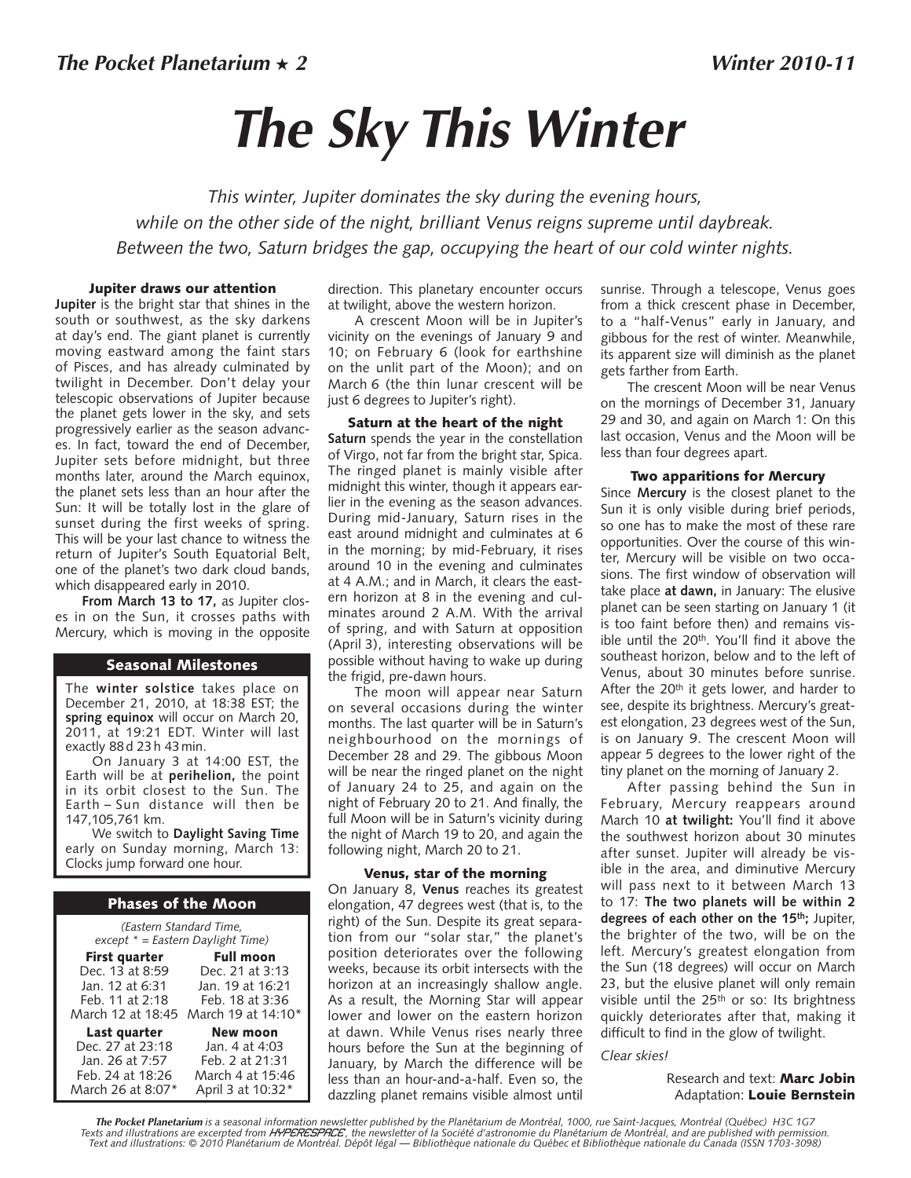# The Sky This Winter

*This winter, Jupiter dominates the sky during the evening hours, while on the other side of the night, brilliant Venus reigns supreme until daybreak. Between the two, Saturn bridges the gap, occupying the heart of our cold winter nights.*

### Jupiter draws our attention

**Jupiter** is the bright star that shines in the south or southwest, as the sky darkens at day's end. The giant planet is currently moving eastward among the faint stars of Pisces, and has already culminated by twilight in December. Don't delay your telescopic observations of Jupiter because the planet gets lower in the sky, and sets progressively earlier as the season advances. In fact, toward the end of December, Jupiter sets before midnight, but three months later, around the March equinox, the planet sets less than an hour after the Sun: It will be totally lost in the glare of sunset during the first weeks of spring. This will be your last chance to witness the return of Jupiter's South Equatorial Belt, one of the planet's two dark cloud bands, which disappeared early in 2010.

**From March 13 to 17,** as Jupiter closes in on the Sun, it crosses paths with Mercury, which is moving in the opposite direction. This planetary encounter occurs at twilight, above the western horizon.

A crescent Moon will be in Jupiter's vicinity on the evenings of January 9 and 10; on February 6 (look for earthshine on the unlit part of the Moon); and on March 6 (the thin lunar crescent will be just 6 degrees to Jupiter's right).

### Seasonal Milestones

The **winter solstice** takes place on December 21, 2010, at 18:38 EST; the **spring equinox** will occur on March 20, 2011, at 19:21 EDT. Winter will last exactly 88 d 23 h 43 min.

On January 3 at 14:00 EST, the Earth will be at **perihelion,** the point in its orbit closest to the Sun. The Earth – Sun distance will then be 147,105,761 km.

We switch to **Daylight Saving Time** early on Sunday morning, March 13: Clocks jump forward one hour.

### Phases of the Moon

*(Eastern Standard Time, except * = Eastern Daylight Time)*

| First quarter | Full moon |
|---|---|
| Dec. 13 at 8:59 | Dec. 21 at 3:13 |
| Jan. 12 at 6:31 | Jan. 19 at 16:21 |
| Feb. 11 at 2:18 | Feb. 18 at 3:36 |
| March 12 at 18:45 | March 19 at 14:10* |
| **Last quarter** | **New moon** |
| Dec. 27 at 23:18 | Jan. 4 at 4:03 |
| Jan. 26 at 7:57 | Feb. 2 at 21:31 |
| Feb. 24 at 18:26 | March 4 at 15:46 |
| March 26 at 8:07* | April 3 at 10:32* |

### Saturn at the heart of the night

**Saturn** spends the year in the constellation of Virgo, not far from the bright star, Spica. The ringed planet is mainly visible after midnight this winter, though it appears earlier in the evening as the season advances. During mid-January, Saturn rises in the east around midnight and culminates at 6 in the morning; by mid-February, it rises around 10 in the evening and culminates at 4 A.M.; and in March, it clears the eastern horizon at 8 in the evening and culminates around 2 A.M. With the arrival of spring, and with Saturn at opposition (April 3), interesting observations will be possible without having to wake up during the frigid, pre-dawn hours.

The moon will appear near Saturn on several occasions during the winter months. The last quarter will be in Saturn's neighbourhood on the mornings of December 28 and 29. The gibbous Moon will be near the ringed planet on the night of January 24 to 25, and again on the night of February 20 to 21. And finally, the full Moon will be in Saturn's vicinity during the night of March 19 to 20, and again the following night, March 20 to 21.

### Venus, star of the morning

On January 8, **Venus** reaches its greatest elongation, 47 degrees west (that is, to the right) of the Sun. Despite its great separation from our "solar star," the planet's position deteriorates over the following weeks, because its orbit intersects with the horizon at an increasingly shallow angle. As a result, the Morning Star will appear lower and lower on the eastern horizon at dawn. While Venus rises nearly three hours before the Sun at the beginning of January, by March the difference will be less than an hour-and-a-half. Even so, the dazzling planet remains visible almost until sunrise. Through a telescope, Venus goes from a thick crescent phase in December, to a "half-Venus" early in January, and gibbous for the rest of winter. Meanwhile, its apparent size will diminish as the planet gets farther from Earth.

The crescent Moon will be near Venus on the mornings of December 31, January 29 and 30, and again on March 1: On this last occasion, Venus and the Moon will be less than four degrees apart.

### Two apparitions for Mercury

Since **Mercury** is the closest planet to the Sun it is only visible during brief periods, so one has to make the most of these rare opportunities. Over the course of this winter, Mercury will be visible on two occasions. The first window of observation will take place **at dawn,** in January: The elusive planet can be seen starting on January 1 (it is too faint before then) and remains visible until the 20th. You'll find it above the southeast horizon, below and to the left of Venus, about 30 minutes before sunrise. After the 20th it gets lower, and harder to see, despite its brightness. Mercury's greatest elongation, 23 degrees west of the Sun, is on January 9. The crescent Moon will appear 5 degrees to the lower right of the tiny planet on the morning of January 2.

After passing behind the Sun in February, Mercury reappears around March 10 **at twilight:** You'll find it above the southwest horizon about 30 minutes after sunset. Jupiter will already be visible in the area, and diminutive Mercury will pass next to it between March 13 to 17: **The two planets will be within 2 degrees of each other on the 15th;** Jupiter, the brighter of the two, will be on the left. Mercury's greatest elongation from the Sun (18 degrees) will occur on March 23, but the elusive planet will only remain visible until the 25th or so: Its brightness quickly deteriorates after that, making it difficult to find in the glow of twilight.

*Clear skies!*

Research and text: **Marc Jobin**
Adaptation: **Louie Bernstein**

*The Pocket Planetarium* is a seasonal information newsletter published by the Planétarium de Montréal, 1000, rue Saint-Jacques, Montréal (Québec) H3C 1G7
Texts and illustrations are excerpted from *HYPERESPACE*, the newsletter of la Société d'astronomie du Planétarium de Montréal, and are published with permission.
Text and illustrations: © 2010 Planétarium de Montréal. Dépôt légal — Bibliothèque nationale du Québec et Bibliothèque nationale du Canada (ISSN 1703-3098)